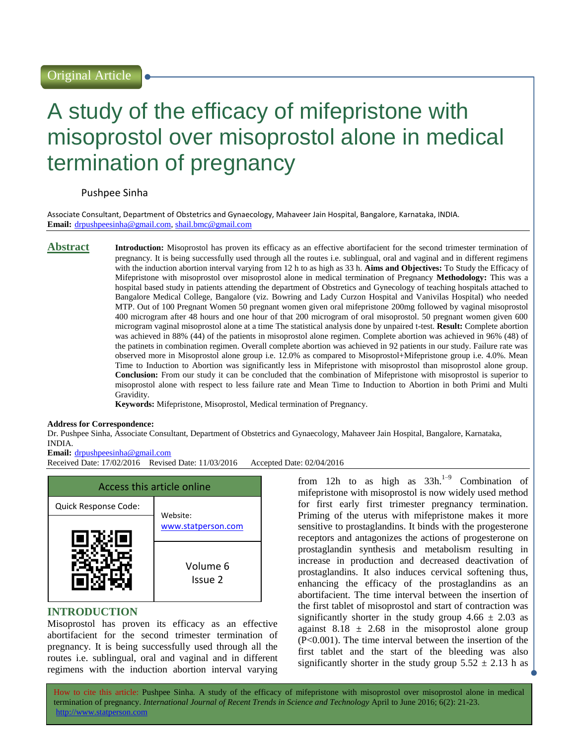Original Article

# A study of the efficacy of mifepristone with misoprostol over misoprostol alone in medical termination of pregnancy

Pushpee Sinha

Associate Consultant, Department of Obstetrics and Gynaecology, Mahaveer Jain Hospital, Bangalore, Karnataka, INDIA.
**Email:** drpushpeesinha@gmail.com, shail.bmc@gmail.com

## Abstract

**Introduction:** Misoprostol has proven its efficacy as an effective abortifacient for the second trimester termination of pregnancy. It is being successfully used through all the routes i.e. sublingual, oral and vaginal and in different regimens with the induction abortion interval varying from 12 h to as high as 33 h. **Aims and Objectives:** To Study the Efficacy of Mifepristone with misoprostol over misoprostol alone in medical termination of Pregnancy **Methodology:** This was a hospital based study in patients attending the department of Obstretics and Gynecology of teaching hospitals attached to Bangalore Medical College, Bangalore (viz. Bowring and Lady Curzon Hospital and Vanivilas Hospital) who needed MTP. Out of 100 Pregnant Women 50 pregnant women given oral mifepristone 200mg followed by vaginal misoprostol 400 microgram after 48 hours and one hour of that 200 microgram of oral misoprostol. 50 pregnant women given 600 microgram vaginal misoprostol alone at a time The statistical analysis done by unpaired t-test. **Result:** Complete abortion was achieved in 88% (44) of the patients in misoprostol alone regimen. Complete abortion was achieved in 96% (48) of the patinets in combination regimen. Overall complete abortion was achieved in 92 patients in our study. Failure rate was observed more in Misoprostol alone group i.e. 12.0% as compared to Misoprostol+Mifepristone group i.e. 4.0%. Mean Time to Induction to Abortion was significantly less in Mifepristone with misoprostol than misoprostol alone group. **Conclusion:** From our study it can be concluded that the combination of Mifepristone with misoprostol is superior to misoprostol alone with respect to less failure rate and Mean Time to Induction to Abortion in both Primi and Multi Gravidity.

**Keywords:** Mifepristone, Misoprostol, Medical termination of Pregnancy.

**Address for Correspondence:**
Dr. Pushpee Sinha, Associate Consultant, Department of Obstetrics and Gynaecology, Mahaveer Jain Hospital, Bangalore, Karnataka, INDIA.
**Email:** drpushpeesinha@gmail.com
Received Date: 17/02/2016 Revised Date: 11/03/2016 Accepted Date: 02/04/2016

| Access this article online | |
|---|---|
| Quick Response Code: | Website: www.statperson.com |
| | Volume 6 Issue 2 |

## INTRODUCTION

Misoprostol has proven its efficacy as an effective abortifacient for the second trimester termination of pregnancy. It is being successfully used through all the routes i.e. sublingual, oral and vaginal and in different regimens with the induction abortion interval varying from 12h to as high as 33h.[1–9] Combination of mifepristone with misoprostol is now widely used method for first early first trimester pregnancy termination. Priming of the uterus with mifepristone makes it more sensitive to prostaglandins. It binds with the progesterone receptors and antagonizes the actions of progesterone on prostaglandin synthesis and metabolism resulting in increase in production and decreased deactivation of prostaglandins. It also induces cervical softening thus, enhancing the efficacy of the prostaglandins as an abortifacient. The time interval between the insertion of the first tablet of misoprostol and start of contraction was significantly shorter in the study group 4.66 ± 2.03 as against 8.18 ± 2.68 in the misoprostol alone group (P<0.001). The time interval between the insertion of the first tablet and the start of the bleeding was also significantly shorter in the study group 5.52 ± 2.13 h as

How to cite this article: Pushpee Sinha. A study of the efficacy of mifepristone with misoprostol over misoprostol alone in medical termination of pregnancy. *International Journal of Recent Trends in Science and Technology* April to June 2016; 6(2): 21-23. http://www.statperson.com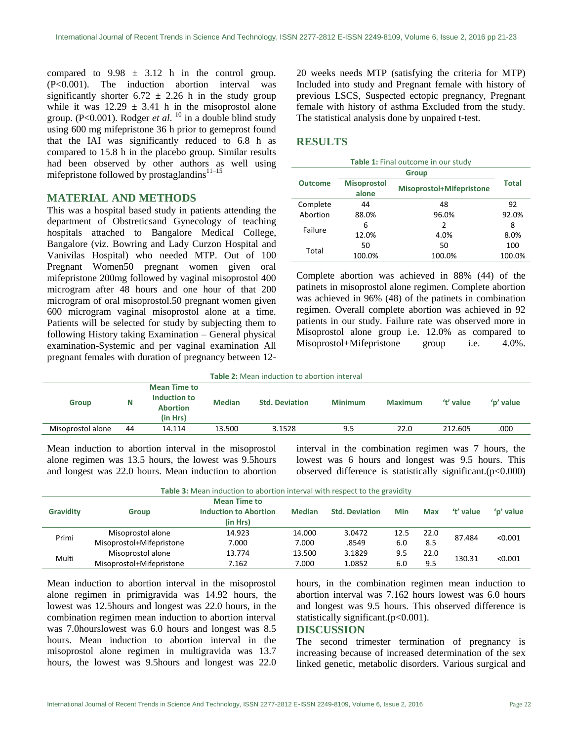compared to 9.98 ± 3.12 h in the control group. (P<0.001). The induction abortion interval was significantly shorter 6.72 ± 2.26 h in the study group while it was 12.29 ± 3.41 h in the misoprostol alone group. (P<0.001). Rodger *et al.* [10] in a double blind study using 600 mg mifepristone 36 h prior to gemeprost found that the IAI was significantly reduced to 6.8 h as compared to 15.8 h in the placebo group. Similar results had been observed by other authors as well using mifepristone followed by prostaglandins[11–15]

## MATERIAL AND METHODS

This was a hospital based study in patients attending the department of Obstreticsand Gynecology of teaching hospitals attached to Bangalore Medical College, Bangalore (viz. Bowring and Lady Curzon Hospital and Vanivilas Hospital) who needed MTP. Out of 100 Pregnant Women50 pregnant women given oral mifepristone 200mg followed by vaginal misoprostol 400 microgram after 48 hours and one hour of that 200 microgram of oral misoprostol.50 pregnant women given 600 microgram vaginal misoprostol alone at a time. Patients will be selected for study by subjecting them to following History taking Examination – General physical examination-Systemic and per vaginal examination All pregnant females with duration of pregnancy between 12-20 weeks needs MTP (satisfying the criteria for MTP) Included into study and Pregnant female with history of previous LSCS, Suspected ectopic pregnancy, Pregnant female with history of asthma Excluded from the study. The statistical analysis done by unpaired t-test.

## RESULTS

**Table 1:** Final outcome in our study

| Outcome | Group | | Total |
|---|---|---|---|
| | Misoprostol alone | Misoprostol+Mifepristone | |
| Complete Abortion | 44<br>88.0% | 48<br>96.0% | 92<br>92.0% |
| Failure | 6<br>12.0% | 2<br>4.0% | 8<br>8.0% |
| Total | 50<br>100.0% | 50<br>100.0% | 100<br>100.0% |

Complete abortion was achieved in 88% (44) of the patinets in misoprostol alone regimen. Complete abortion was achieved in 96% (48) of the patinets in combination regimen. Overall complete abortion was achieved in 92 patients in our study. Failure rate was observed more in Misoprostol alone group i.e. 12.0% as compared to Misoprostol+Mifepristone group i.e. 4.0%.

**Table 2:** Mean induction to abortion interval

| Group | N | Mean Time to Induction to Abortion (in Hrs) | Median | Std. Deviation | Minimum | Maximum | 't' value | 'p' value |
|---|---|---|---|---|---|---|---|---|
| Misoprostol alone | 44 | 14.114 | 13.500 | 3.1528 | 9.5 | 22.0 | 212.605 | .000 |

Mean induction to abortion interval in the misoprostol alone regimen was 13.5 hours, the lowest was 9.5hours and longest was 22.0 hours. Mean induction to abortion interval in the combination regimen was 7 hours, the lowest was 6 hours and longest was 9.5 hours. This observed difference is statistically significant.(p<0.000)

**Table 3:** Mean induction to abortion interval with respect to the gravidity

| Gravidity | Group | Mean Time to Induction to Abortion (in Hrs) | Median | Std. Deviation | Min | Max | 't' value | 'p' value |
|---|---|---|---|---|---|---|---|---|
| Primi | Misoprostol alone | 14.923 | 14.000 | 3.0472 | 12.5 | 22.0 | 87.484 | <0.001 |
| | Misoprostol+Mifepristone | 7.000 | 7.000 | .8549 | 6.0 | 8.5 | | |
| Multi | Misoprostol alone | 13.774 | 13.500 | 3.1829 | 9.5 | 22.0 | 130.31 | <0.001 |
| | Misoprostol+Mifepristone | 7.162 | 7.000 | 1.0852 | 6.0 | 9.5 | | |

Mean induction to abortion interval in the misoprostol alone regimen in primigravida was 14.92 hours, the lowest was 12.5hours and longest was 22.0 hours, in the combination regimen mean induction to abortion interval was 7.0hourslowest was 6.0 hours and longest was 8.5 hours. Mean induction to abortion interval in the misoprostol alone regimen in multigravida was 13.7 hours, the lowest was 9.5hours and longest was 22.0 hours, in the combination regimen mean induction to abortion interval was 7.162 hours lowest was 6.0 hours and longest was 9.5 hours. This observed difference is statistically significant.(p<0.001).

## DISCUSSION

The second trimester termination of pregnancy is increasing because of increased determination of the sex linked genetic, metabolic disorders. Various surgical and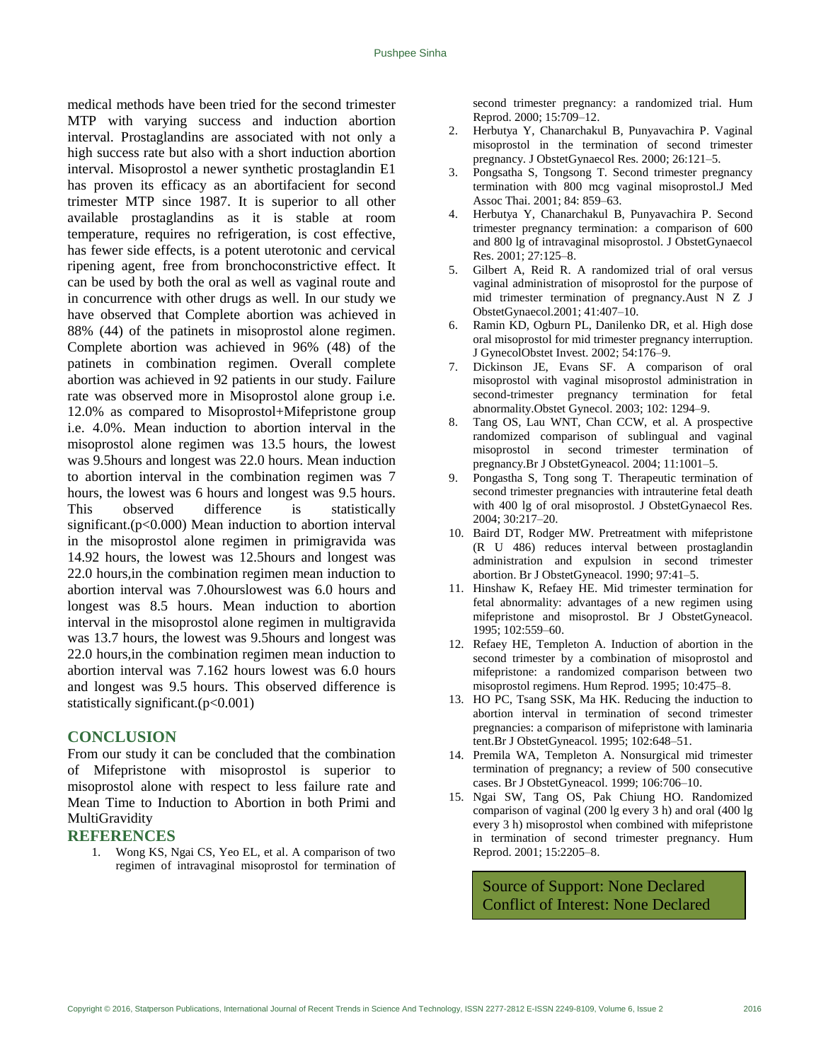medical methods have been tried for the second trimester MTP with varying success and induction abortion interval. Prostaglandins are associated with not only a high success rate but also with a short induction abortion interval. Misoprostol a newer synthetic prostaglandin E1 has proven its efficacy as an abortifacient for second trimester MTP since 1987. It is superior to all other available prostaglandins as it is stable at room temperature, requires no refrigeration, is cost effective, has fewer side effects, is a potent uterotonic and cervical ripening agent, free from bronchoconstrictive effect. It can be used by both the oral as well as vaginal route and in concurrence with other drugs as well. In our study we have observed that Complete abortion was achieved in 88% (44) of the patinets in misoprostol alone regimen. Complete abortion was achieved in 96% (48) of the patinets in combination regimen. Overall complete abortion was achieved in 92 patients in our study. Failure rate was observed more in Misoprostol alone group i.e. 12.0% as compared to Misoprostol+Mifepristone group i.e. 4.0%. Mean induction to abortion interval in the misoprostol alone regimen was 13.5 hours, the lowest was 9.5hours and longest was 22.0 hours. Mean induction to abortion interval in the combination regimen was 7 hours, the lowest was 6 hours and longest was 9.5 hours. This observed difference is statistically significant.($p<0.000$) Mean induction to abortion interval in the misoprostol alone regimen in primigravida was 14.92 hours, the lowest was 12.5hours and longest was 22.0 hours,in the combination regimen mean induction to abortion interval was 7.0hourslowest was 6.0 hours and longest was 8.5 hours. Mean induction to abortion interval in the misoprostol alone regimen in multigravida was 13.7 hours, the lowest was 9.5hours and longest was 22.0 hours,in the combination regimen mean induction to abortion interval was 7.162 hours lowest was 6.0 hours and longest was 9.5 hours. This observed difference is statistically significant.($p<0.001$)

## CONCLUSION

From our study it can be concluded that the combination of Mifepristone with misoprostol is superior to misoprostol alone with respect to less failure rate and Mean Time to Induction to Abortion in both Primi and MultiGravidity

## REFERENCES

1. Wong KS, Ngai CS, Yeo EL, et al. A comparison of two regimen of intravaginal misoprostol for termination of second trimester pregnancy: a randomized trial. Hum Reprod. 2000; 15:709–12.
2. Herbutya Y, Chanarchakul B, Punyavachira P. Vaginal misoprostol in the termination of second trimester pregnancy. J ObstetGynaecol Res. 2000; 26:121–5.
3. Pongsatha S, Tongsong T. Second trimester pregnancy termination with 800 mcg vaginal misoprostol.J Med Assoc Thai. 2001; 84: 859–63.
4. Herbutya Y, Chanarchakul B, Punyavachira P. Second trimester pregnancy termination: a comparison of 600 and 800 lg of intravaginal misoprostol. J ObstetGynaecol Res. 2001; 27:125–8.
5. Gilbert A, Reid R. A randomized trial of oral versus vaginal administration of misoprostol for the purpose of mid trimester termination of pregnancy.Aust N Z J ObstetGynaecol.2001; 41:407–10.
6. Ramin KD, Ogburn PL, Danilenko DR, et al. High dose oral misoprostol for mid trimester pregnancy interruption. J GynecolObstet Invest. 2002; 54:176–9.
7. Dickinson JE, Evans SF. A comparison of oral misoprostol with vaginal misoprostol administration in second-trimester pregnancy termination for fetal abnormality.Obstet Gynecol. 2003; 102: 1294–9.
8. Tang OS, Lau WNT, Chan CCW, et al. A prospective randomized comparison of sublingual and vaginal misoprostol in second trimester termination of pregnancy.Br J ObstetGyneacol. 2004; 11:1001–5.
9. Pongastha S, Tong song T. Therapeutic termination of second trimester pregnancies with intrauterine fetal death with 400 lg of oral misoprostol. J ObstetGynaecol Res. 2004; 30:217–20.
10. Baird DT, Rodger MW. Pretreatment with mifepristone (R U 486) reduces interval between prostaglandin administration and expulsion in second trimester abortion. Br J ObstetGyneacol. 1990; 97:41–5.
11. Hinshaw K, Refaey HE. Mid trimester termination for fetal abnormality: advantages of a new regimen using mifepristone and misoprostol. Br J ObstetGyneacol. 1995; 102:559–60.
12. Refaey HE, Templeton A. Induction of abortion in the second trimester by a combination of misoprostol and mifepristone: a randomized comparison between two misoprostol regimens. Hum Reprod. 1995; 10:475–8.
13. HO PC, Tsang SSK, Ma HK. Reducing the induction to abortion interval in termination of second trimester pregnancies: a comparison of mifepristone with laminaria tent.Br J ObstetGyneacol. 1995; 102:648–51.
14. Premila WA, Templeton A. Nonsurgical mid trimester termination of pregnancy; a review of 500 consecutive cases. Br J ObstetGyneacol. 1999; 106:706–10.
15. Ngai SW, Tang OS, Pak Chiung HO. Randomized comparison of vaginal (200 lg every 3 h) and oral (400 lg every 3 h) misoprostol when combined with mifepristone in termination of second trimester pregnancy. Hum Reprod. 2001; 15:2205–8.

Source of Support: None Declared
Conflict of Interest: None Declared